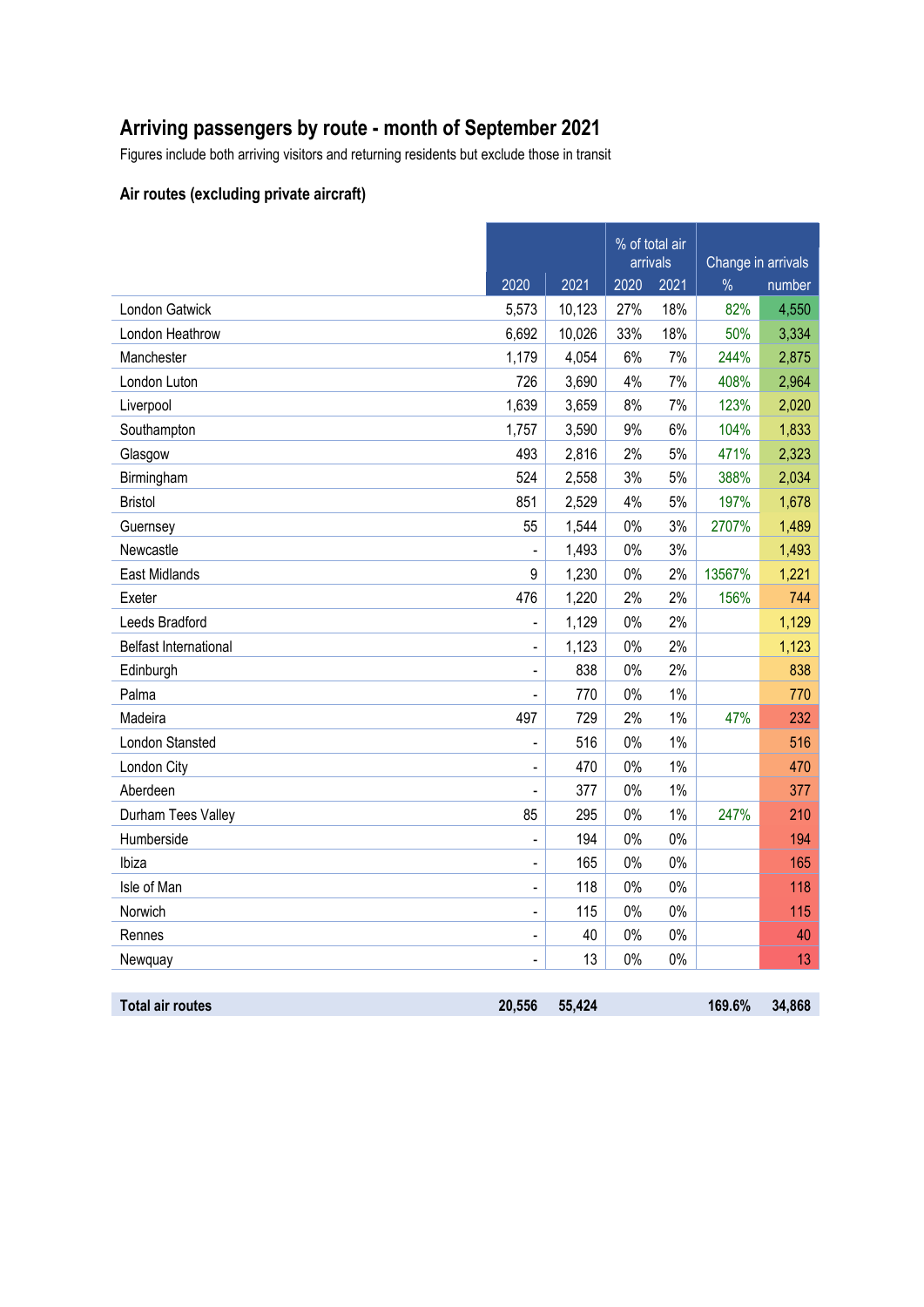# Arriving passengers by route - month of September 2021

Figures include both arriving visitors and returning residents but exclude those in transit

### Air routes (excluding private aircraft)

| | | | % of total air arrivals | | Change in arrivals | |
|---|---|---|---|---|---|---|
| | 2020 | 2021 | 2020 | 2021 | % | number |
| London Gatwick | 5,573 | 10,123 | 27% | 18% | 82% | 4,550 |
| London Heathrow | 6,692 | 10,026 | 33% | 18% | 50% | 3,334 |
| Manchester | 1,179 | 4,054 | 6% | 7% | 244% | 2,875 |
| London Luton | 726 | 3,690 | 4% | 7% | 408% | 2,964 |
| Liverpool | 1,639 | 3,659 | 8% | 7% | 123% | 2,020 |
| Southampton | 1,757 | 3,590 | 9% | 6% | 104% | 1,833 |
| Glasgow | 493 | 2,816 | 2% | 5% | 471% | 2,323 |
| Birmingham | 524 | 2,558 | 3% | 5% | 388% | 2,034 |
| Bristol | 851 | 2,529 | 4% | 5% | 197% | 1,678 |
| Guernsey | 55 | 1,544 | 0% | 3% | 2707% | 1,489 |
| Newcastle | - | 1,493 | 0% | 3% | | 1,493 |
| East Midlands | 9 | 1,230 | 0% | 2% | 13567% | 1,221 |
| Exeter | 476 | 1,220 | 2% | 2% | 156% | 744 |
| Leeds Bradford | - | 1,129 | 0% | 2% | | 1,129 |
| Belfast International | - | 1,123 | 0% | 2% | | 1,123 |
| Edinburgh | - | 838 | 0% | 2% | | 838 |
| Palma | - | 770 | 0% | 1% | | 770 |
| Madeira | 497 | 729 | 2% | 1% | 47% | 232 |
| London Stansted | - | 516 | 0% | 1% | | 516 |
| London City | - | 470 | 0% | 1% | | 470 |
| Aberdeen | - | 377 | 0% | 1% | | 377 |
| Durham Tees Valley | 85 | 295 | 0% | 1% | 247% | 210 |
| Humberside | - | 194 | 0% | 0% | | 194 |
| Ibiza | - | 165 | 0% | 0% | | 165 |
| Isle of Man | - | 118 | 0% | 0% | | 118 |
| Norwich | - | 115 | 0% | 0% | | 115 |
| Rennes | - | 40 | 0% | 0% | | 40 |
| Newquay | - | 13 | 0% | 0% | | 13 |
| **Total air routes** | **20,556** | **55,424** | | | **169.6%** | **34,868** |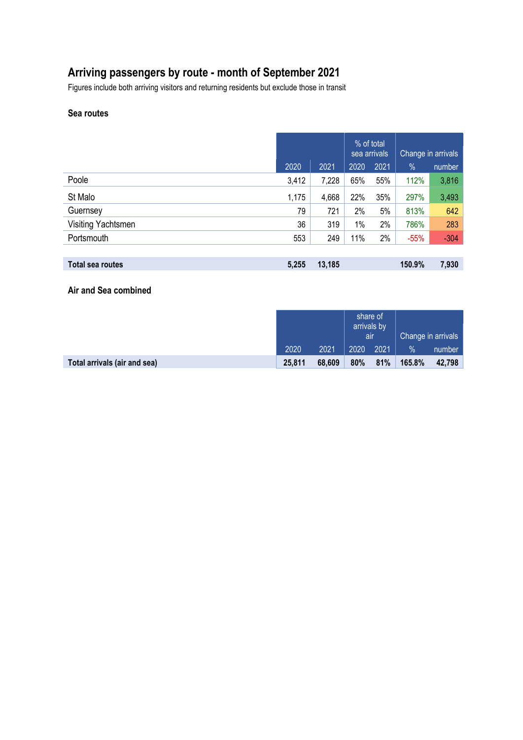# Arriving passengers by route - month of September 2021

Figures include both arriving visitors and returning residents but exclude those in transit

## Sea routes

| | | | % of total sea arrivals | | Change in arrivals | |
|---|---|---|---|---|---|---|
| | 2020 | 2021 | 2020 | 2021 | % | number |
| Poole | 3,412 | 7,228 | 65% | 55% | 112% | 3,816 |
| St Malo | 1,175 | 4,668 | 22% | 35% | 297% | 3,493 |
| Guernsey | 79 | 721 | 2% | 5% | 813% | 642 |
| Visiting Yachtsmen | 36 | 319 | 1% | 2% | 786% | 283 |
| Portsmouth | 553 | 249 | 11% | 2% | -55% | -304 |
| **Total sea routes** | **5,255** | **13,185** | | | **150.9%** | **7,930** |

## Air and Sea combined

| | | | share of arrivals by air | | Change in arrivals | |
|---|---|---|---|---|---|---|
| | 2020 | 2021 | 2020 | 2021 | % | number |
| **Total arrivals (air and sea)** | **25,811** | **68,609** | **80%** | **81%** | **165.8%** | **42,798** |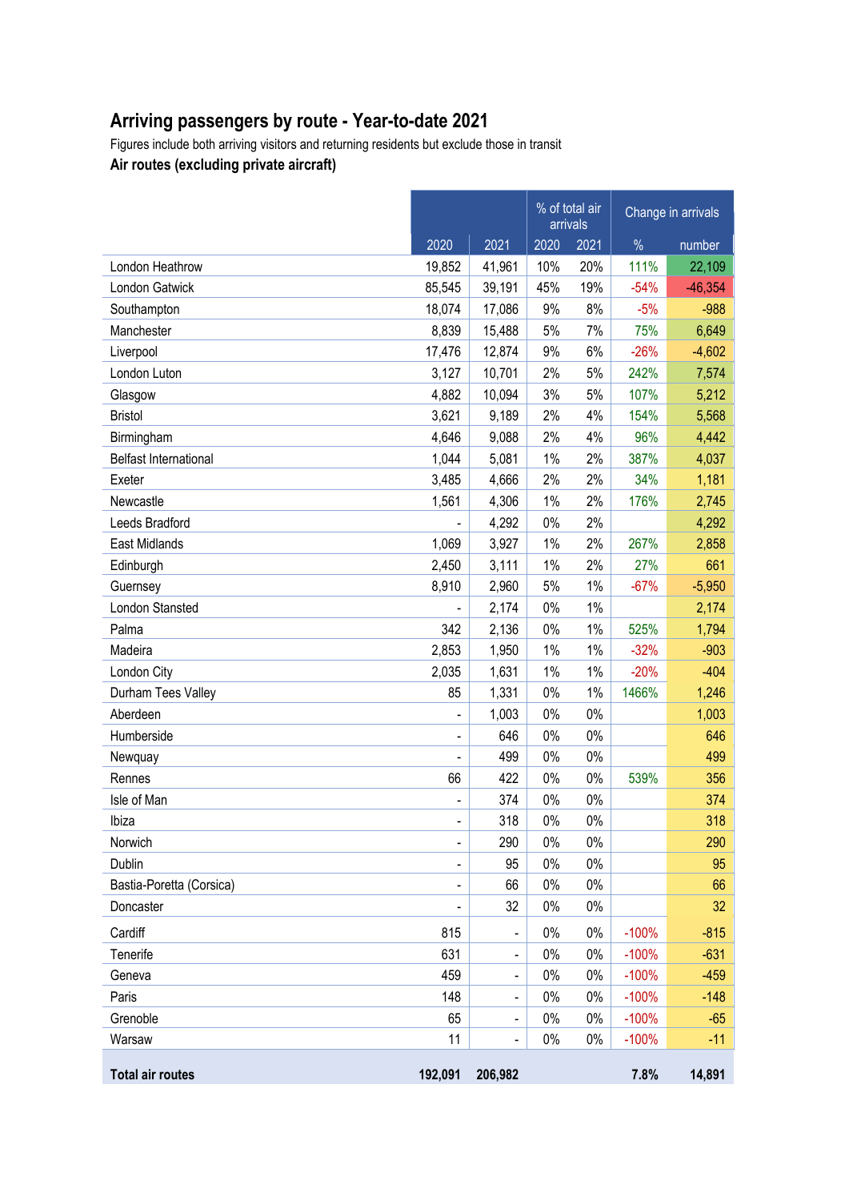# Arriving passengers by route - Year-to-date 2021

Figures include both arriving visitors and returning residents but exclude those in transit

**Air routes (excluding private aircraft)**

| | | | % of total air arrivals | | Change in arrivals | |
|---|---|---|---|---|---|---|
| | 2020 | 2021 | 2020 | 2021 | % | number |
| London Heathrow | 19,852 | 41,961 | 10% | 20% | 111% | 22,109 |
| London Gatwick | 85,545 | 39,191 | 45% | 19% | -54% | -46,354 |
| Southampton | 18,074 | 17,086 | 9% | 8% | -5% | -988 |
| Manchester | 8,839 | 15,488 | 5% | 7% | 75% | 6,649 |
| Liverpool | 17,476 | 12,874 | 9% | 6% | -26% | -4,602 |
| London Luton | 3,127 | 10,701 | 2% | 5% | 242% | 7,574 |
| Glasgow | 4,882 | 10,094 | 3% | 5% | 107% | 5,212 |
| Bristol | 3,621 | 9,189 | 2% | 4% | 154% | 5,568 |
| Birmingham | 4,646 | 9,088 | 2% | 4% | 96% | 4,442 |
| Belfast International | 1,044 | 5,081 | 1% | 2% | 387% | 4,037 |
| Exeter | 3,485 | 4,666 | 2% | 2% | 34% | 1,181 |
| Newcastle | 1,561 | 4,306 | 1% | 2% | 176% | 2,745 |
| Leeds Bradford | - | 4,292 | 0% | 2% | | 4,292 |
| East Midlands | 1,069 | 3,927 | 1% | 2% | 267% | 2,858 |
| Edinburgh | 2,450 | 3,111 | 1% | 2% | 27% | 661 |
| Guernsey | 8,910 | 2,960 | 5% | 1% | -67% | -5,950 |
| London Stansted | - | 2,174 | 0% | 1% | | 2,174 |
| Palma | 342 | 2,136 | 0% | 1% | 525% | 1,794 |
| Madeira | 2,853 | 1,950 | 1% | 1% | -32% | -903 |
| London City | 2,035 | 1,631 | 1% | 1% | -20% | -404 |
| Durham Tees Valley | 85 | 1,331 | 0% | 1% | 1466% | 1,246 |
| Aberdeen | - | 1,003 | 0% | 0% | | 1,003 |
| Humberside | - | 646 | 0% | 0% | | 646 |
| Newquay | - | 499 | 0% | 0% | | 499 |
| Rennes | 66 | 422 | 0% | 0% | 539% | 356 |
| Isle of Man | - | 374 | 0% | 0% | | 374 |
| Ibiza | - | 318 | 0% | 0% | | 318 |
| Norwich | - | 290 | 0% | 0% | | 290 |
| Dublin | - | 95 | 0% | 0% | | 95 |
| Bastia-Poretta (Corsica) | - | 66 | 0% | 0% | | 66 |
| Doncaster | - | 32 | 0% | 0% | | 32 |
| Cardiff | 815 | - | 0% | 0% | -100% | -815 |
| Tenerife | 631 | - | 0% | 0% | -100% | -631 |
| Geneva | 459 | - | 0% | 0% | -100% | -459 |
| Paris | 148 | - | 0% | 0% | -100% | -148 |
| Grenoble | 65 | - | 0% | 0% | -100% | -65 |
| Warsaw | 11 | - | 0% | 0% | -100% | -11 |
| **Total air routes** | **192,091** | **206,982** | | | **7.8%** | **14,891** |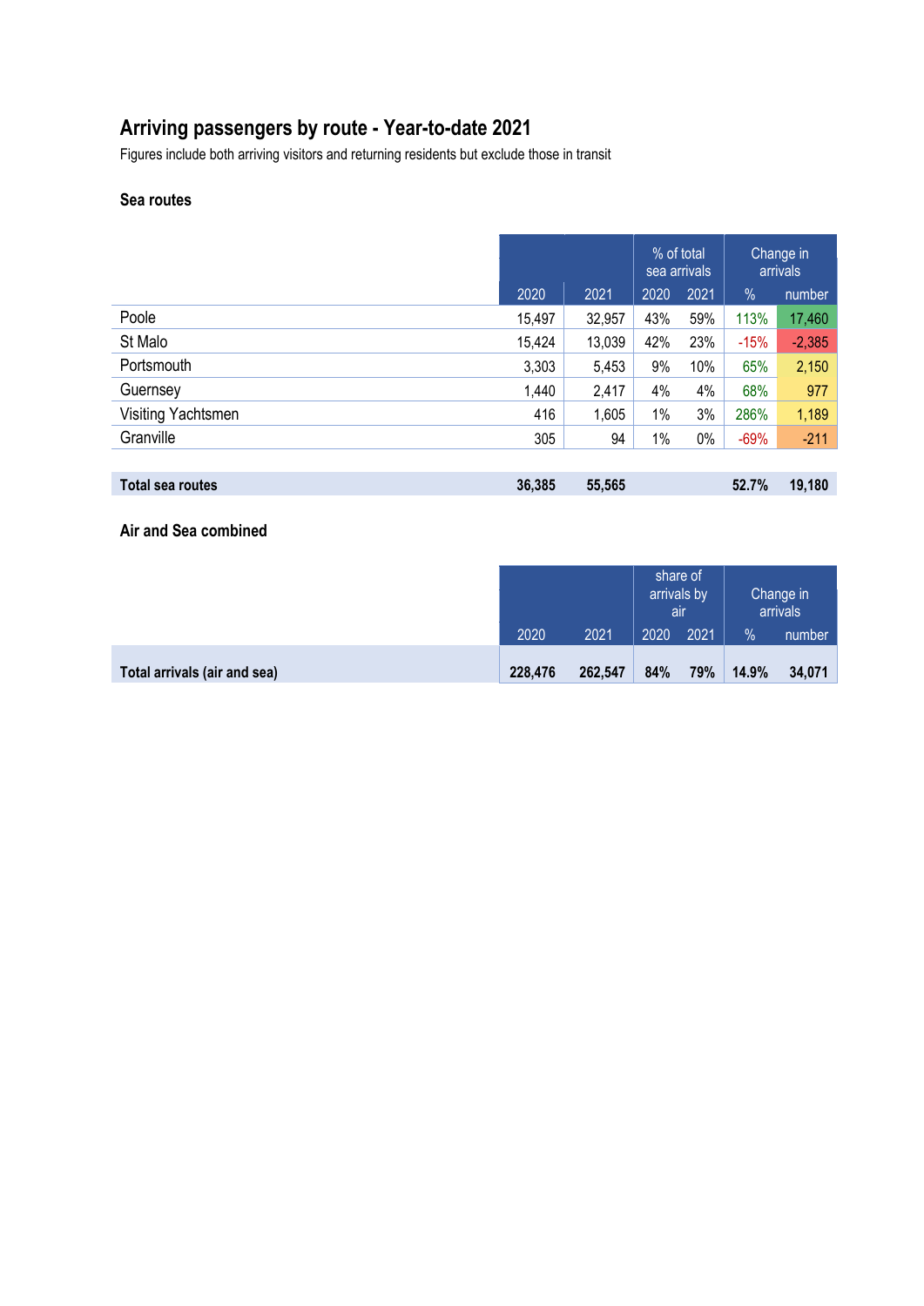# Arriving passengers by route - Year-to-date 2021

Figures include both arriving visitors and returning residents but exclude those in transit

## Sea routes

| | | | % of total sea arrivals | | Change in arrivals | |
|---|---|---|---|---|---|---|
| | 2020 | 2021 | 2020 | 2021 | % | number |
| Poole | 15,497 | 32,957 | 43% | 59% | 113% | 17,460 |
| St Malo | 15,424 | 13,039 | 42% | 23% | -15% | -2,385 |
| Portsmouth | 3,303 | 5,453 | 9% | 10% | 65% | 2,150 |
| Guernsey | 1,440 | 2,417 | 4% | 4% | 68% | 977 |
| Visiting Yachtsmen | 416 | 1,605 | 1% | 3% | 286% | 1,189 |
| Granville | 305 | 94 | 1% | 0% | -69% | -211 |
| **Total sea routes** | **36,385** | **55,565** | | | **52.7%** | **19,180** |

## Air and Sea combined

| | | | share of arrivals by air | | Change in arrivals | |
|---|---|---|---|---|---|---|
| | 2020 | 2021 | 2020 | 2021 | % | number |
| **Total arrivals (air and sea)** | **228,476** | **262,547** | **84%** | **79%** | **14.9%** | **34,071** |